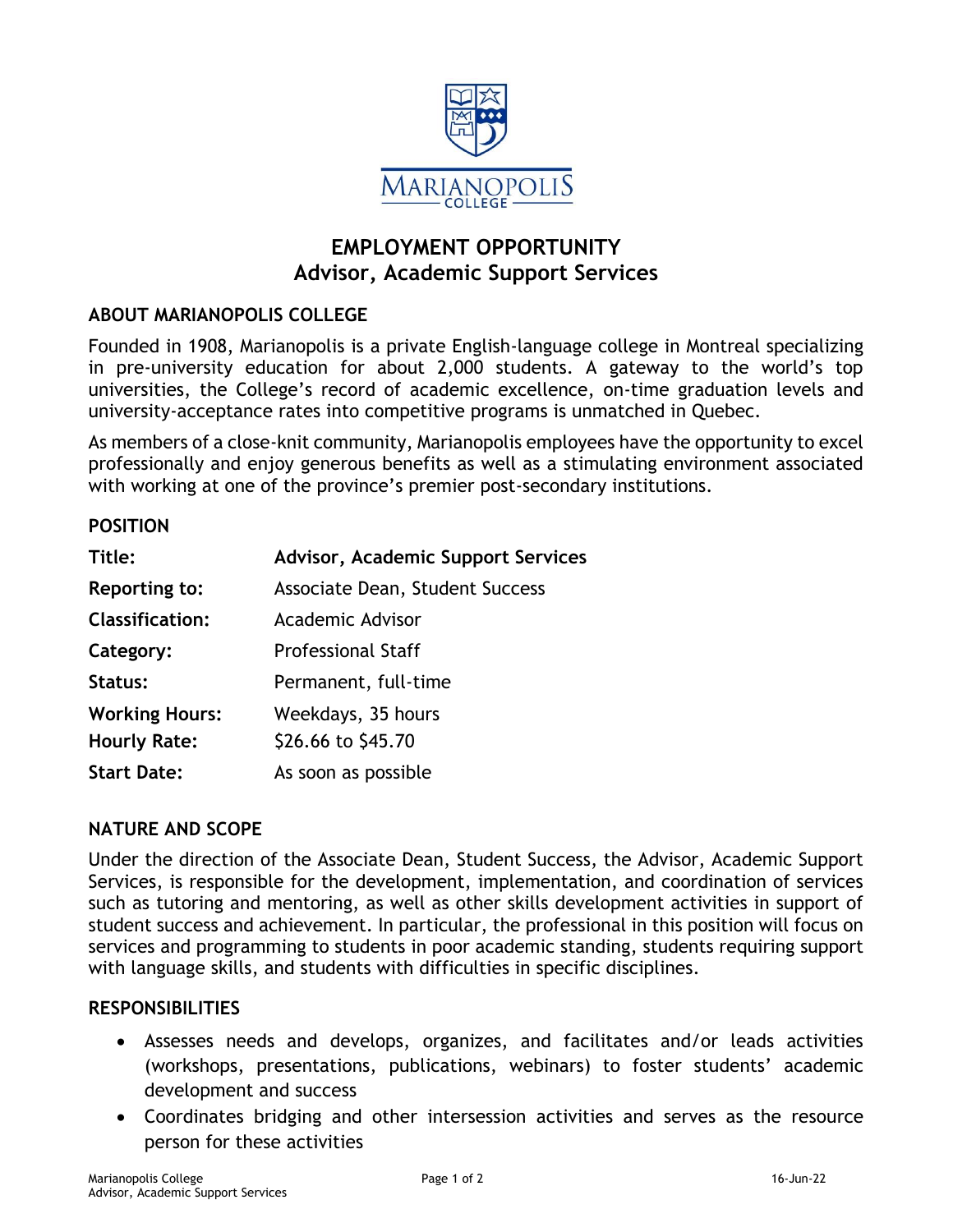# EMPLOYMENT OPPORTUNITY
# Advisor, Academic Support Services

## ABOUT MARIANOPOLIS COLLEGE

Founded in 1908, Marianopolis is a private English-language college in Montreal specializing in pre-university education for about 2,000 students. A gateway to the world's top universities, the College's record of academic excellence, on-time graduation levels and university-acceptance rates into competitive programs is unmatched in Quebec.

As members of a close-knit community, Marianopolis employees have the opportunity to excel professionally and enjoy generous benefits as well as a stimulating environment associated with working at one of the province's premier post-secondary institutions.

## POSITION

| | |
|---|---|
| **Title:** | **Advisor, Academic Support Services** |
| **Reporting to:** | Associate Dean, Student Success |
| **Classification:** | Academic Advisor |
| **Category:** | Professional Staff |
| **Status:** | Permanent, full-time |
| **Working Hours:** | Weekdays, 35 hours |
| **Hourly Rate:** | $26.66 to $45.70 |
| **Start Date:** | As soon as possible |

## NATURE AND SCOPE

Under the direction of the Associate Dean, Student Success, the Advisor, Academic Support Services, is responsible for the development, implementation, and coordination of services such as tutoring and mentoring, as well as other skills development activities in support of student success and achievement. In particular, the professional in this position will focus on services and programming to students in poor academic standing, students requiring support with language skills, and students with difficulties in specific disciplines.

## RESPONSIBILITIES

- Assesses needs and develops, organizes, and facilitates and/or leads activities (workshops, presentations, publications, webinars) to foster students' academic development and success
- Coordinates bridging and other intersession activities and serves as the resource person for these activities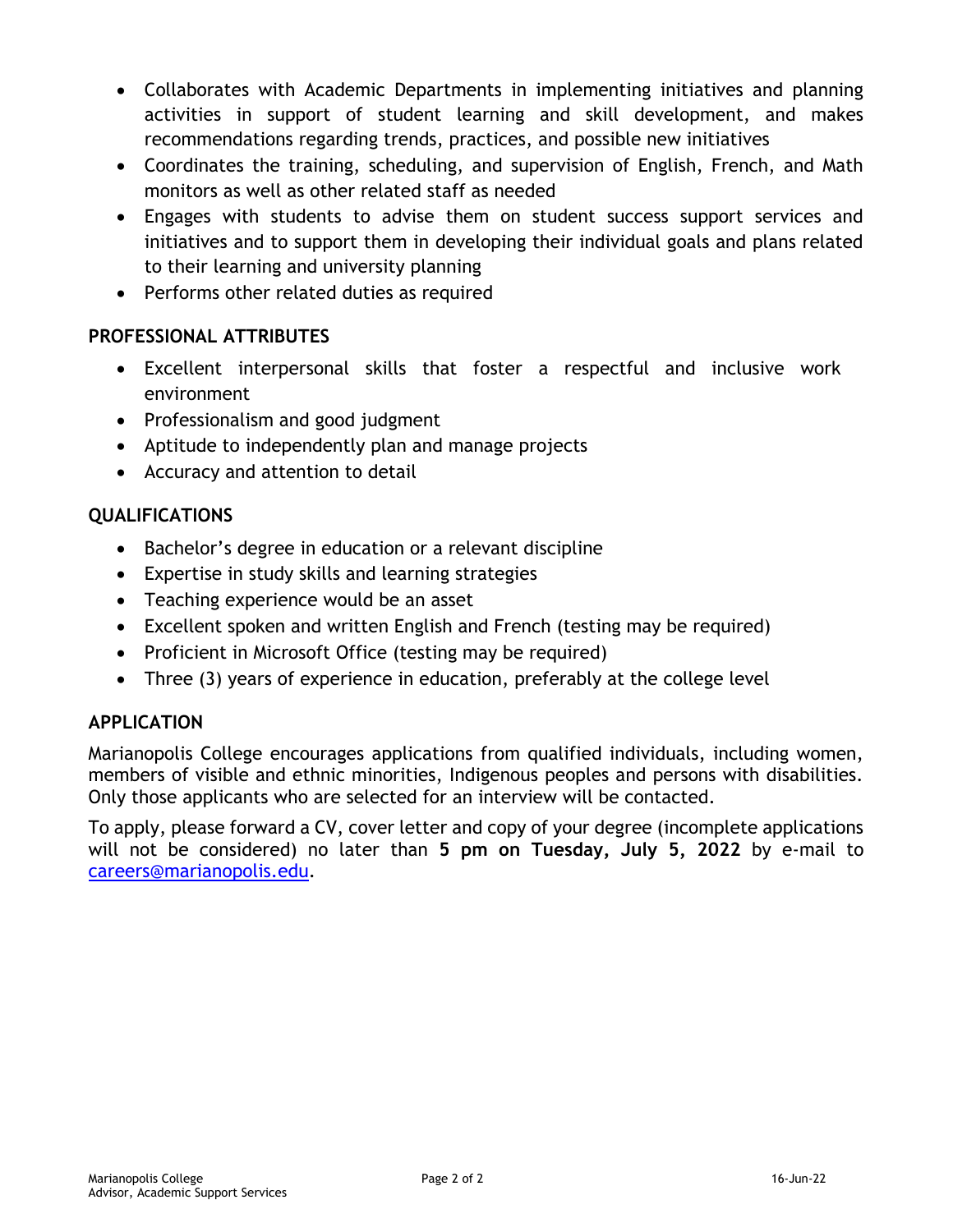- Collaborates with Academic Departments in implementing initiatives and planning activities in support of student learning and skill development, and makes recommendations regarding trends, practices, and possible new initiatives
- Coordinates the training, scheduling, and supervision of English, French, and Math monitors as well as other related staff as needed
- Engages with students to advise them on student success support services and initiatives and to support them in developing their individual goals and plans related to their learning and university planning
- Performs other related duties as required

## PROFESSIONAL ATTRIBUTES

- Excellent interpersonal skills that foster a respectful and inclusive work environment
- Professionalism and good judgment
- Aptitude to independently plan and manage projects
- Accuracy and attention to detail

## QUALIFICATIONS

- Bachelor's degree in education or a relevant discipline
- Expertise in study skills and learning strategies
- Teaching experience would be an asset
- Excellent spoken and written English and French (testing may be required)
- Proficient in Microsoft Office (testing may be required)
- Three (3) years of experience in education, preferably at the college level

## APPLICATION

Marianopolis College encourages applications from qualified individuals, including women, members of visible and ethnic minorities, Indigenous peoples and persons with disabilities. Only those applicants who are selected for an interview will be contacted.

To apply, please forward a CV, cover letter and copy of your degree (incomplete applications will not be considered) no later than **5 pm on Tuesday, July 5, 2022** by e-mail to careers@marianopolis.edu.